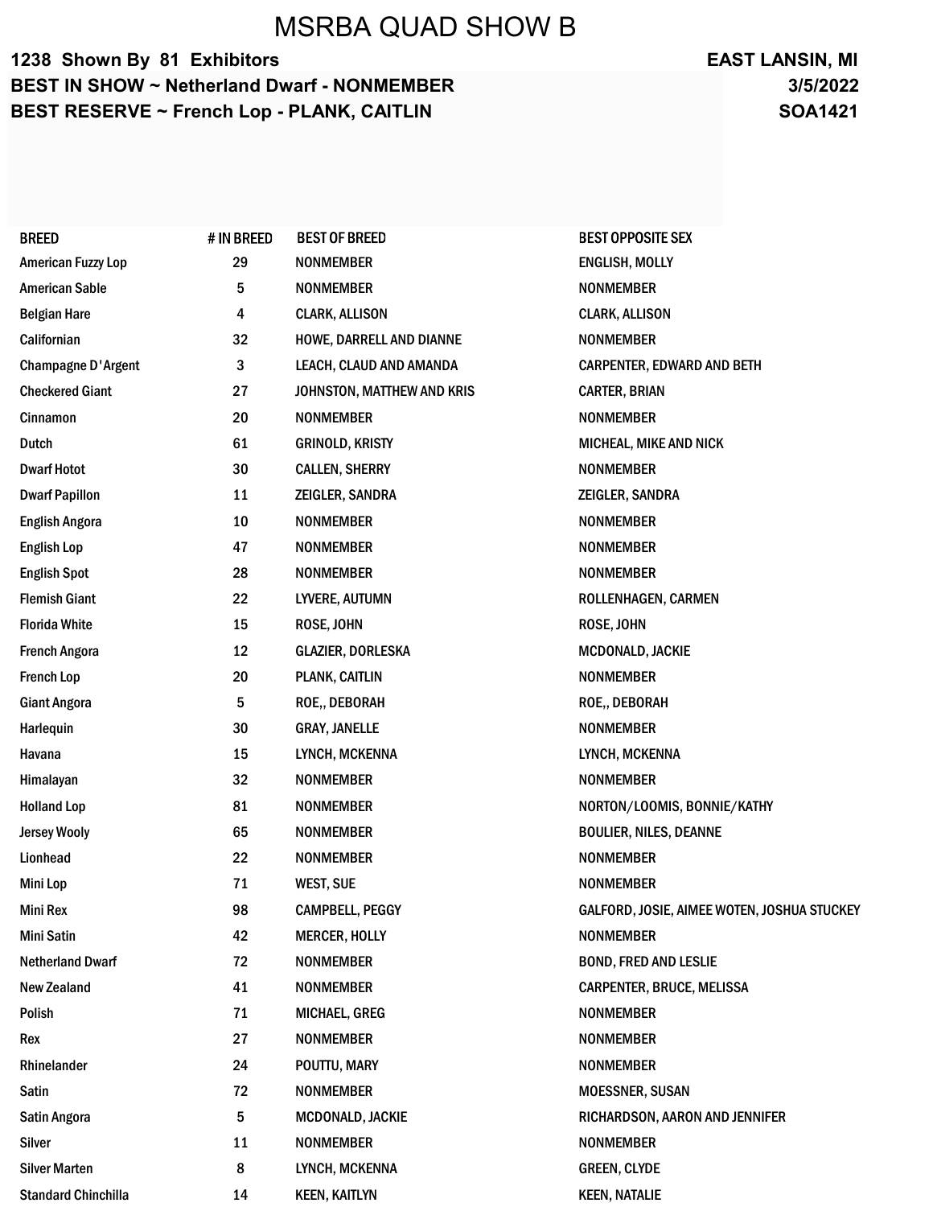# MSRBA QUAD SHOW B

**1238 Shown By 81 Exhibitors** **EAST LANSIN, MI**

**BEST IN SHOW ~ Netherland Dwarf - NONMEMBER** **3/5/2022**

**BEST RESERVE ~ French Lop - PLANK, CAITLIN** **SOA1421**

| BREED | # IN BREED | BEST OF BREED | BEST OPPOSITE SEX |
|---|---|---|---|
| American Fuzzy Lop | 29 | NONMEMBER | ENGLISH, MOLLY |
| American Sable | 5 | NONMEMBER | NONMEMBER |
| Belgian Hare | 4 | CLARK, ALLISON | CLARK, ALLISON |
| Californian | 32 | HOWE, DARRELL AND DIANNE | NONMEMBER |
| Champagne D'Argent | 3 | LEACH, CLAUD AND AMANDA | CARPENTER, EDWARD AND BETH |
| Checkered Giant | 27 | JOHNSTON, MATTHEW AND KRIS | CARTER, BRIAN |
| Cinnamon | 20 | NONMEMBER | NONMEMBER |
| Dutch | 61 | GRINOLD, KRISTY | MICHEAL, MIKE AND NICK |
| Dwarf Hotot | 30 | CALLEN, SHERRY | NONMEMBER |
| Dwarf Papillon | 11 | ZEIGLER, SANDRA | ZEIGLER, SANDRA |
| English Angora | 10 | NONMEMBER | NONMEMBER |
| English Lop | 47 | NONMEMBER | NONMEMBER |
| English Spot | 28 | NONMEMBER | NONMEMBER |
| Flemish Giant | 22 | LYVERE, AUTUMN | ROLLENHAGEN, CARMEN |
| Florida White | 15 | ROSE, JOHN | ROSE, JOHN |
| French Angora | 12 | GLAZIER, DORLESKA | MCDONALD, JACKIE |
| French Lop | 20 | PLANK, CAITLIN | NONMEMBER |
| Giant Angora | 5 | ROE,, DEBORAH | ROE,, DEBORAH |
| Harlequin | 30 | GRAY, JANELLE | NONMEMBER |
| Havana | 15 | LYNCH, MCKENNA | LYNCH, MCKENNA |
| Himalayan | 32 | NONMEMBER | NONMEMBER |
| Holland Lop | 81 | NONMEMBER | NORTON/LOOMIS, BONNIE/KATHY |
| Jersey Wooly | 65 | NONMEMBER | BOULIER, NILES, DEANNE |
| Lionhead | 22 | NONMEMBER | NONMEMBER |
| Mini Lop | 71 | WEST, SUE | NONMEMBER |
| Mini Rex | 98 | CAMPBELL, PEGGY | GALFORD, JOSIE, AIMEE WOTEN, JOSHUA STUCKEY |
| Mini Satin | 42 | MERCER, HOLLY | NONMEMBER |
| Netherland Dwarf | 72 | NONMEMBER | BOND, FRED AND LESLIE |
| New Zealand | 41 | NONMEMBER | CARPENTER, BRUCE, MELISSA |
| Polish | 71 | MICHAEL, GREG | NONMEMBER |
| Rex | 27 | NONMEMBER | NONMEMBER |
| Rhinelander | 24 | POUTTU, MARY | NONMEMBER |
| Satin | 72 | NONMEMBER | MOESSNER, SUSAN |
| Satin Angora | 5 | MCDONALD, JACKIE | RICHARDSON, AARON AND JENNIFER |
| Silver | 11 | NONMEMBER | NONMEMBER |
| Silver Marten | 8 | LYNCH, MCKENNA | GREEN, CLYDE |
| Standard Chinchilla | 14 | KEEN, KAITLYN | KEEN, NATALIE |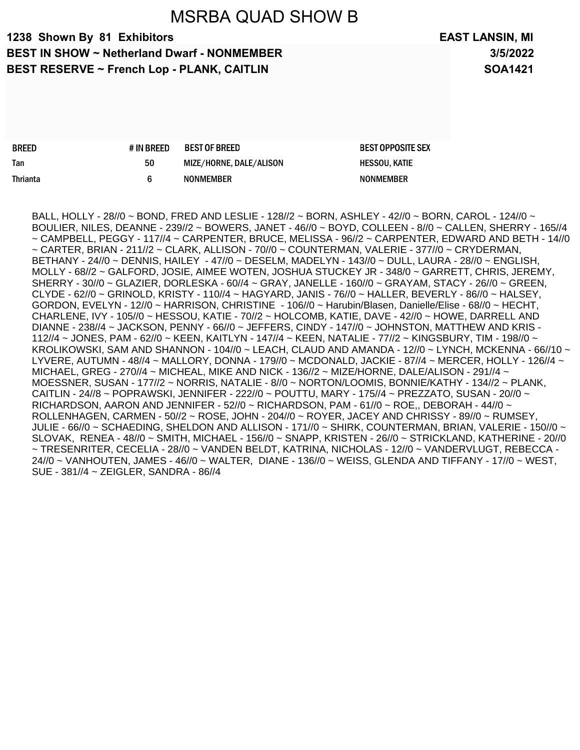# MSRBA QUAD SHOW B

**1238 Shown By 81 Exhibitors** **EAST LANSIN, MI**

**BEST IN SHOW ~ Netherland Dwarf - NONMEMBER** **3/5/2022**

**BEST RESERVE ~ French Lop - PLANK, CAITLIN** **SOA1421**

| BREED | # IN BREED | BEST OF BREED | BEST OPPOSITE SEX |
|---|---|---|---|
| Tan | 50 | MIZE/HORNE, DALE/ALISON | HESSOU, KATIE |
| Thrianta | 6 | NONMEMBER | NONMEMBER |

BALL, HOLLY - 28//0 ~ BOND, FRED AND LESLIE - 128//2 ~ BORN, ASHLEY - 42//0 ~ BORN, CAROL - 124//0 ~ BOULIER, NILES, DEANNE - 239//2 ~ BOWERS, JANET - 46//0 ~ BOYD, COLLEEN - 8//0 ~ CALLEN, SHERRY - 165//4 ~ CAMPBELL, PEGGY - 117//4 ~ CARPENTER, BRUCE, MELISSA - 96//2 ~ CARPENTER, EDWARD AND BETH - 14//0 ~ CARTER, BRIAN - 211//2 ~ CLARK, ALLISON - 70//0 ~ COUNTERMAN, VALERIE - 377//0 ~ CRYDERMAN, BETHANY - 24//0 ~ DENNIS, HAILEY - 47//0 ~ DESELM, MADELYN - 143//0 ~ DULL, LAURA - 28//0 ~ ENGLISH, MOLLY - 68//2 ~ GALFORD, JOSIE, AIMEE WOTEN, JOSHUA STUCKEY JR - 348/0 ~ GARRETT, CHRIS, JEREMY, SHERRY - 30//0 ~ GLAZIER, DORLESKA - 60//4 ~ GRAY, JANELLE - 160//0 ~ GRAYAM, STACY - 26//0 ~ GREEN, CLYDE - 62//0 ~ GRINOLD, KRISTY - 110//4 ~ HAGYARD, JANIS - 76//0 ~ HALLER, BEVERLY - 86//0 ~ HALSEY, GORDON, EVELYN - 12//0 ~ HARRISON, CHRISTINE - 106//0 ~ Harubin/Blasen, Danielle/Elise - 68//0 ~ HECHT, CHARLENE, IVY - 105//0 ~ HESSOU, KATIE - 70//2 ~ HOLCOMB, KATIE, DAVE - 42//0 ~ HOWE, DARRELL AND DIANNE - 238//4 ~ JACKSON, PENNY - 66//0 ~ JEFFERS, CINDY - 147//0 ~ JOHNSTON, MATTHEW AND KRIS - 112//4 ~ JONES, PAM - 62//0 ~ KEEN, KAITLYN - 147//4 ~ KEEN, NATALIE - 77//2 ~ KINGSBURY, TIM - 198//0 ~ KROLIKOWSKI, SAM AND SHANNON - 104//0 ~ LEACH, CLAUD AND AMANDA - 12//0 ~ LYNCH, MCKENNA - 66//10 ~ LYVERE, AUTUMN - 48//4 ~ MALLORY, DONNA - 179//0 ~ MCDONALD, JACKIE - 87//4 ~ MERCER, HOLLY - 126//4 ~ MICHAEL, GREG - 270//4 ~ MICHEAL, MIKE AND NICK - 136//2 ~ MIZE/HORNE, DALE/ALISON - 291//4 ~ MOESSNER, SUSAN - 177//2 ~ NORRIS, NATALIE - 8//0 ~ NORTON/LOOMIS, BONNIE/KATHY - 134//2 ~ PLANK, CAITLIN - 24//8 ~ POPRAWSKI, JENNIFER - 222//0 ~ POUTTU, MARY - 175//4 ~ PREZZATO, SUSAN - 20//0 ~ RICHARDSON, AARON AND JENNIFER - 52//0 ~ RICHARDSON, PAM - 61//0 ~ ROE,, DEBORAH - 44//0 ~ ROLLENHAGEN, CARMEN - 50//2 ~ ROSE, JOHN - 204//0 ~ ROYER, JACEY AND CHRISSY - 89//0 ~ RUMSEY, JULIE - 66//0 ~ SCHAEDING, SHELDON AND ALLISON - 171//0 ~ SHIRK, COUNTERMAN, BRIAN, VALERIE - 150//0 ~ SLOVAK, RENEA - 48//0 ~ SMITH, MICHAEL - 156//0 ~ SNAPP, KRISTEN - 26//0 ~ STRICKLAND, KATHERINE - 20//0 ~ TRESENRITER, CECELIA - 28//0 ~ VANDEN BELDT, KATRINA, NICHOLAS - 12//0 ~ VANDERVLUGT, REBECCA - 24//0 ~ VANHOUTEN, JAMES - 46//0 ~ WALTER, DIANE - 136//0 ~ WEISS, GLENDA AND TIFFANY - 17//0 ~ WEST, SUE - 381//4 ~ ZEIGLER, SANDRA - 86//4